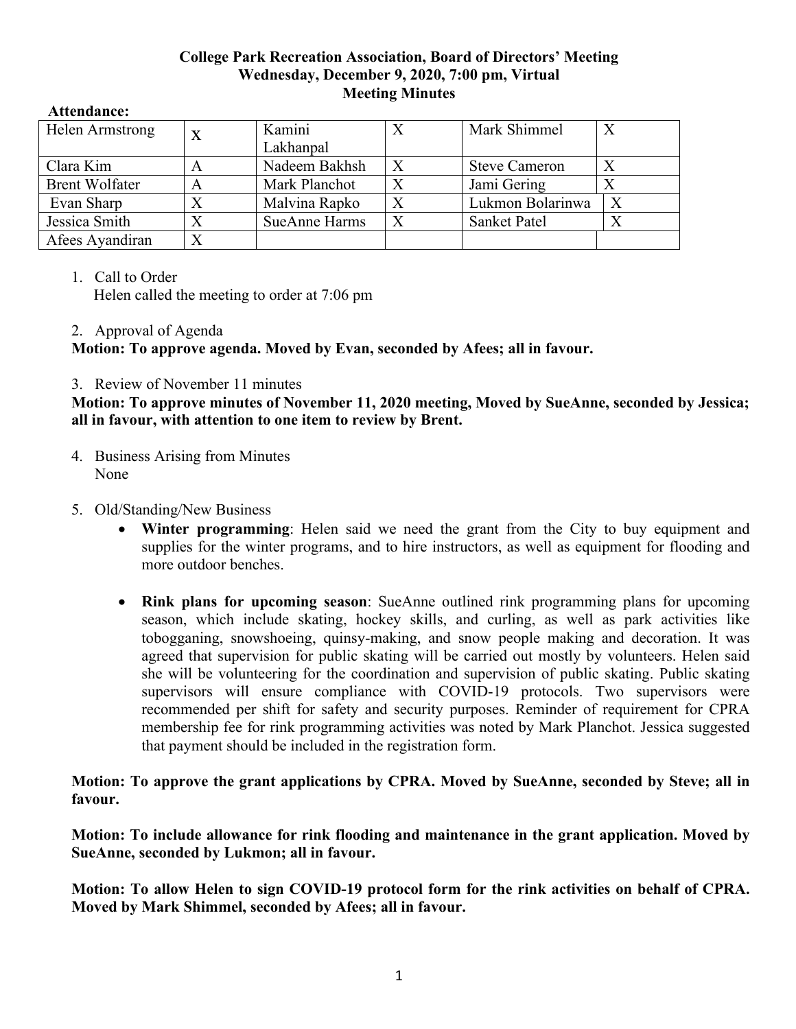**College Park Recreation Association, Board of Directors' Meeting**
**Wednesday, December 9, 2020, 7:00 pm, Virtual**
**Meeting Minutes**

**Attendance:**

| | | | | | |
|---|---|---|---|---|---|
| Helen Armstrong | X | Kamini Lakhanpal | X | Mark Shimmel | X |
| Clara Kim | A | Nadeem Bakhsh | X | Steve Cameron | X |
| Brent Wolfater | A | Mark Planchot | X | Jami Gering | X |
| Evan Sharp | X | Malvina Rapko | X | Lukmon Bolarinwa | X |
| Jessica Smith | X | SueAnne Harms | X | Sanket Patel | X |
| Afees Ayandiran | X | | | | |

1. Call to Order
   Helen called the meeting to order at 7:06 pm

2. Approval of Agenda

**Motion: To approve agenda. Moved by Evan, seconded by Afees; all in favour.**

3. Review of November 11 minutes

**Motion: To approve minutes of November 11, 2020 meeting, Moved by SueAnne, seconded by Jessica; all in favour, with attention to one item to review by Brent.**

4. Business Arising from Minutes
   None

5. Old/Standing/New Business
   - **Winter programming**: Helen said we need the grant from the City to buy equipment and supplies for the winter programs, and to hire instructors, as well as equipment for flooding and more outdoor benches.
   - **Rink plans for upcoming season**: SueAnne outlined rink programming plans for upcoming season, which include skating, hockey skills, and curling, as well as park activities like tobogganing, snowshoeing, quinsy-making, and snow people making and decoration. It was agreed that supervision for public skating will be carried out mostly by volunteers. Helen said she will be volunteering for the coordination and supervision of public skating. Public skating supervisors will ensure compliance with COVID-19 protocols. Two supervisors were recommended per shift for safety and security purposes. Reminder of requirement for CPRA membership fee for rink programming activities was noted by Mark Planchot. Jessica suggested that payment should be included in the registration form.

**Motion: To approve the grant applications by CPRA. Moved by SueAnne, seconded by Steve; all in favour.**

**Motion: To include allowance for rink flooding and maintenance in the grant application. Moved by SueAnne, seconded by Lukmon; all in favour.**

**Motion: To allow Helen to sign COVID-19 protocol form for the rink activities on behalf of CPRA. Moved by Mark Shimmel, seconded by Afees; all in favour.**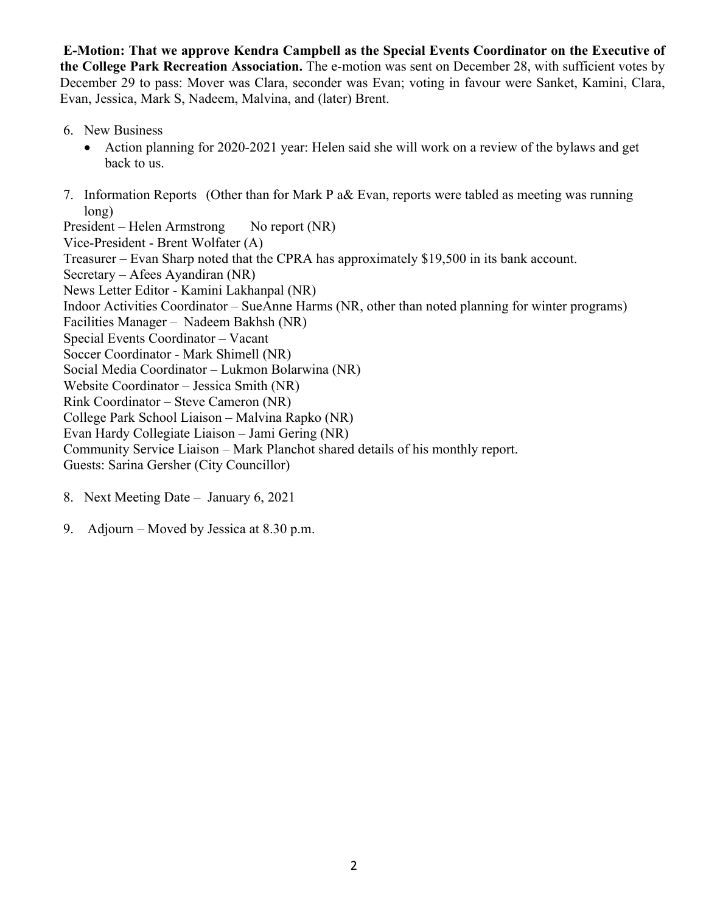**E-Motion: That we approve Kendra Campbell as the Special Events Coordinator on the Executive of the College Park Recreation Association.** The e-motion was sent on December 28, with sufficient votes by December 29 to pass: Mover was Clara, seconder was Evan; voting in favour were Sanket, Kamini, Clara, Evan, Jessica, Mark S, Nadeem, Malvina, and (later) Brent.

6. New Business
   - Action planning for 2020-2021 year: Helen said she will work on a review of the bylaws and get back to us.

7. Information Reports (Other than for Mark P a& Evan, reports were tabled as meeting was running long)

President – Helen Armstrong No report (NR)
Vice-President - Brent Wolfater (A)
Treasurer – Evan Sharp noted that the CPRA has approximately $19,500 in its bank account.
Secretary – Afees Ayandiran (NR)
News Letter Editor - Kamini Lakhanpal (NR)
Indoor Activities Coordinator – SueAnne Harms (NR, other than noted planning for winter programs)
Facilities Manager – Nadeem Bakhsh (NR)
Special Events Coordinator – Vacant
Soccer Coordinator - Mark Shimell (NR)
Social Media Coordinator – Lukmon Bolarwina (NR)
Website Coordinator – Jessica Smith (NR)
Rink Coordinator – Steve Cameron (NR)
College Park School Liaison – Malvina Rapko (NR)
Evan Hardy Collegiate Liaison – Jami Gering (NR)
Community Service Liaison – Mark Planchot shared details of his monthly report.
Guests: Sarina Gersher (City Councillor)

8. Next Meeting Date – January 6, 2021

9. Adjourn – Moved by Jessica at 8.30 p.m.